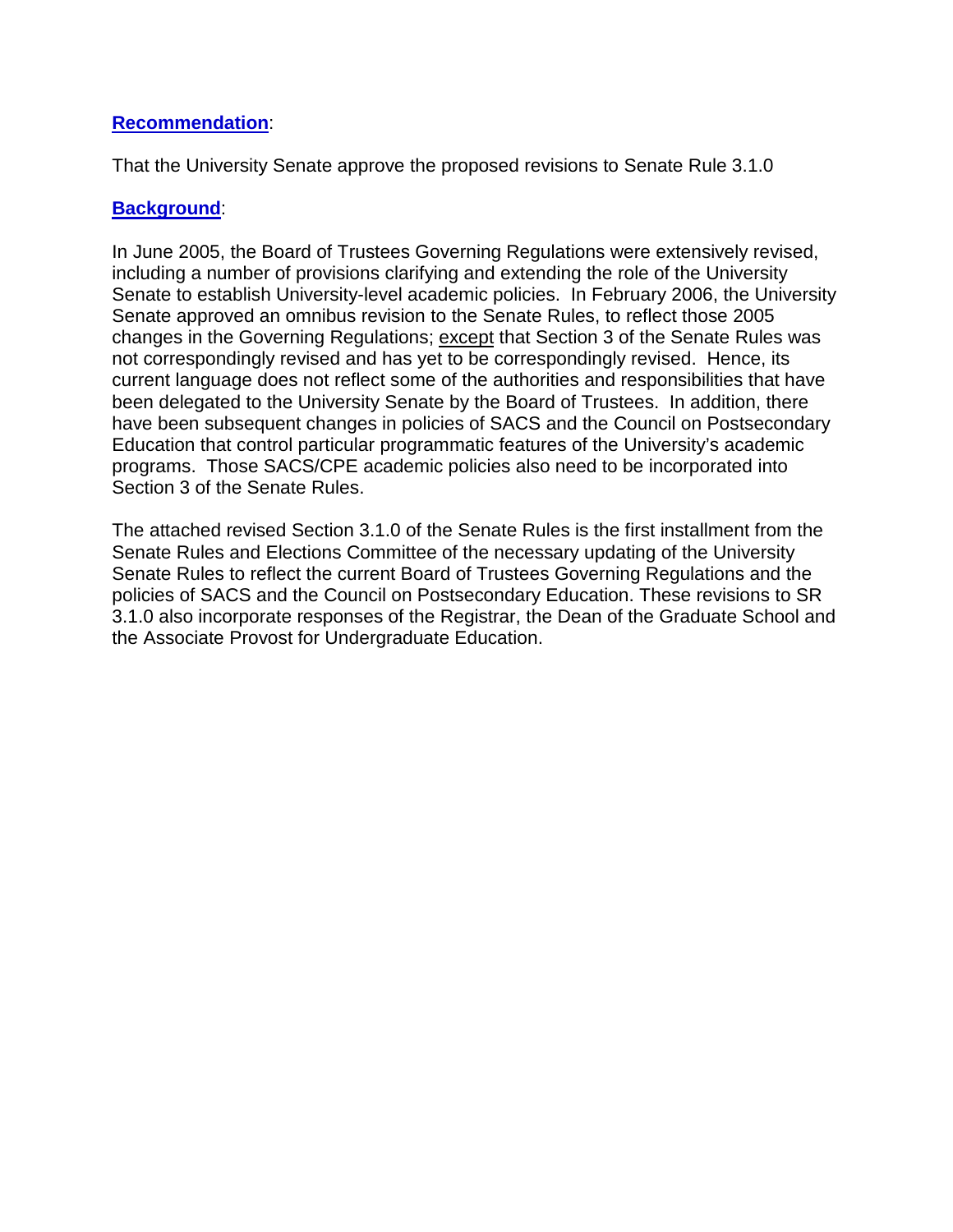**Recommendation**:

That the University Senate approve the proposed revisions to Senate Rule 3.1.0

**Background**:

In June 2005, the Board of Trustees Governing Regulations were extensively revised, including a number of provisions clarifying and extending the role of the University Senate to establish University-level academic policies. In February 2006, the University Senate approved an omnibus revision to the Senate Rules, to reflect those 2005 changes in the Governing Regulations; except that Section 3 of the Senate Rules was not correspondingly revised and has yet to be correspondingly revised. Hence, its current language does not reflect some of the authorities and responsibilities that have been delegated to the University Senate by the Board of Trustees. In addition, there have been subsequent changes in policies of SACS and the Council on Postsecondary Education that control particular programmatic features of the University's academic programs. Those SACS/CPE academic policies also need to be incorporated into Section 3 of the Senate Rules.

The attached revised Section 3.1.0 of the Senate Rules is the first installment from the Senate Rules and Elections Committee of the necessary updating of the University Senate Rules to reflect the current Board of Trustees Governing Regulations and the policies of SACS and the Council on Postsecondary Education. These revisions to SR 3.1.0 also incorporate responses of the Registrar, the Dean of the Graduate School and the Associate Provost for Undergraduate Education.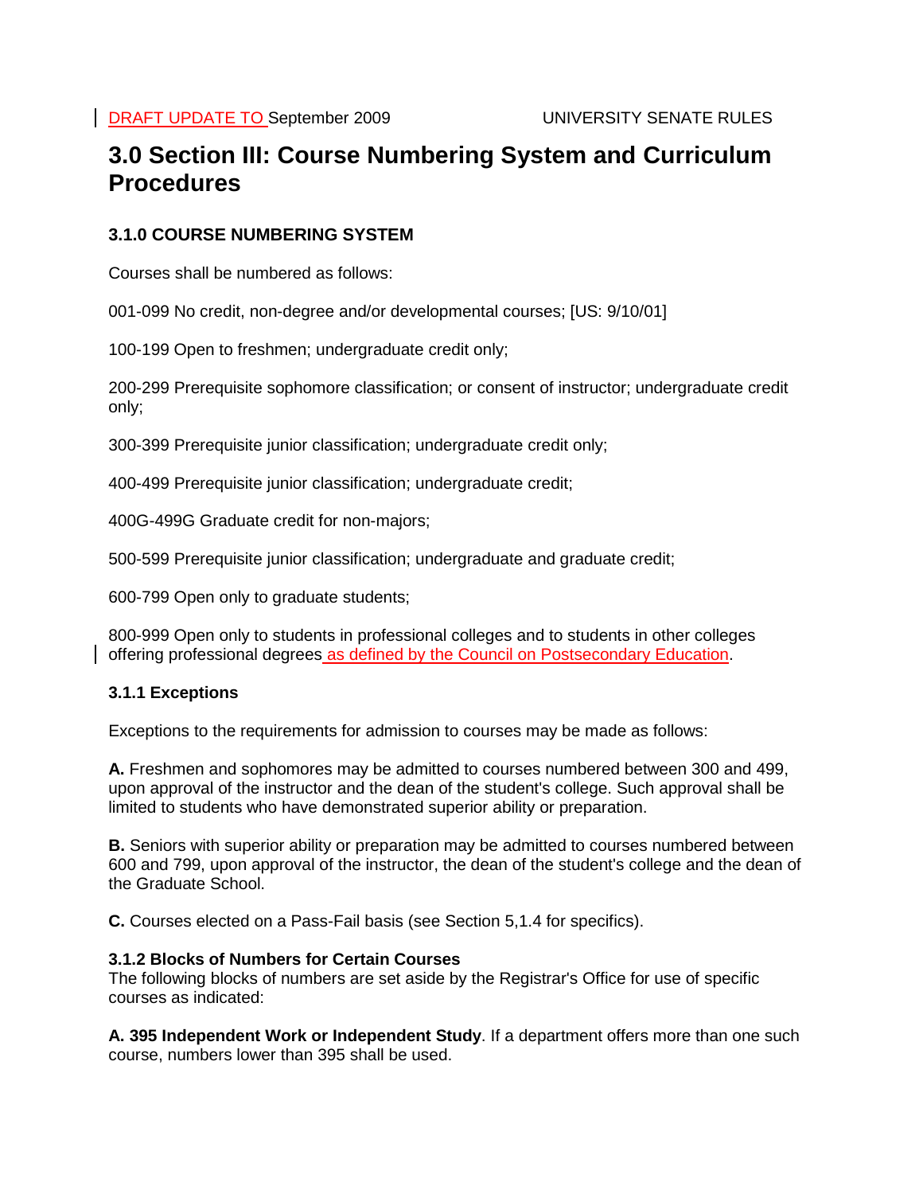# 3.0 Section III: Course Numbering System and Curriculum Procedures

## 3.1.0 COURSE NUMBERING SYSTEM

Courses shall be numbered as follows:

001-099 No credit, non-degree and/or developmental courses; [US: 9/10/01]

100-199 Open to freshmen; undergraduate credit only;

200-299 Prerequisite sophomore classification; or consent of instructor; undergraduate credit only;

300-399 Prerequisite junior classification; undergraduate credit only;

400-499 Prerequisite junior classification; undergraduate credit;

400G-499G Graduate credit for non-majors;

500-599 Prerequisite junior classification; undergraduate and graduate credit;

600-799 Open only to graduate students;

800-999 Open only to students in professional colleges and to students in other colleges offering professional degrees as defined by the Council on Postsecondary Education.

### 3.1.1 Exceptions

Exceptions to the requirements for admission to courses may be made as follows:

**A.** Freshmen and sophomores may be admitted to courses numbered between 300 and 499, upon approval of the instructor and the dean of the student's college. Such approval shall be limited to students who have demonstrated superior ability or preparation.

**B.** Seniors with superior ability or preparation may be admitted to courses numbered between 600 and 799, upon approval of the instructor, the dean of the student's college and the dean of the Graduate School.

**C.** Courses elected on a Pass-Fail basis (see Section 5,1.4 for specifics).

### 3.1.2 Blocks of Numbers for Certain Courses

The following blocks of numbers are set aside by the Registrar's Office for use of specific courses as indicated:

**A. 395 Independent Work or Independent Study**. If a department offers more than one such course, numbers lower than 395 shall be used.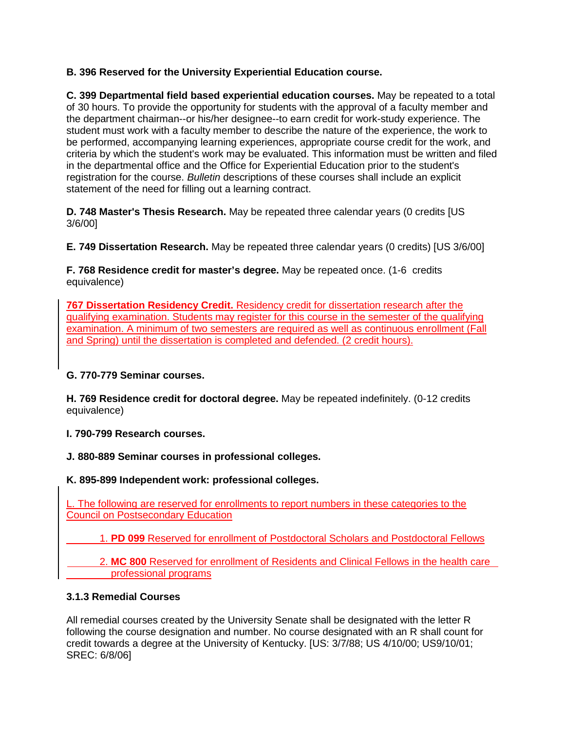**B. 396 Reserved for the University Experiential Education course.**

**C. 399 Departmental field based experiential education courses.** May be repeated to a total of 30 hours. To provide the opportunity for students with the approval of a faculty member and the department chairman--or his/her designee--to earn credit for work-study experience. The student must work with a faculty member to describe the nature of the experience, the work to be performed, accompanying learning experiences, appropriate course credit for the work, and criteria by which the student's work may be evaluated. This information must be written and filed in the departmental office and the Office for Experiential Education prior to the student's registration for the course. *Bulletin* descriptions of these courses shall include an explicit statement of the need for filling out a learning contract.

**D. 748 Master's Thesis Research.** May be repeated three calendar years (0 credits [US 3/6/00]

**E. 749 Dissertation Research.** May be repeated three calendar years (0 credits) [US 3/6/00]

**F. 768 Residence credit for master's degree.** May be repeated once. (1-6 credits equivalence)

**767 Dissertation Residency Credit.** Residency credit for dissertation research after the qualifying examination. Students may register for this course in the semester of the qualifying examination. A minimum of two semesters are required as well as continuous enrollment (Fall and Spring) until the dissertation is completed and defended. (2 credit hours).

**G. 770-779 Seminar courses.**

**H. 769 Residence credit for doctoral degree.** May be repeated indefinitely. (0-12 credits equivalence)

**I. 790-799 Research courses.**

**J. 880-889 Seminar courses in professional colleges.**

**K. 895-899 Independent work: professional colleges.**

L. The following are reserved for enrollments to report numbers in these categories to the Council on Postsecondary Education

1. **PD 099** Reserved for enrollment of Postdoctoral Scholars and Postdoctoral Fellows

2. **MC 800** Reserved for enrollment of Residents and Clinical Fellows in the health care professional programs

### 3.1.3 Remedial Courses

All remedial courses created by the University Senate shall be designated with the letter R following the course designation and number. No course designated with an R shall count for credit towards a degree at the University of Kentucky. [US: 3/7/88; US 4/10/00; US9/10/01; SREC: 6/8/06]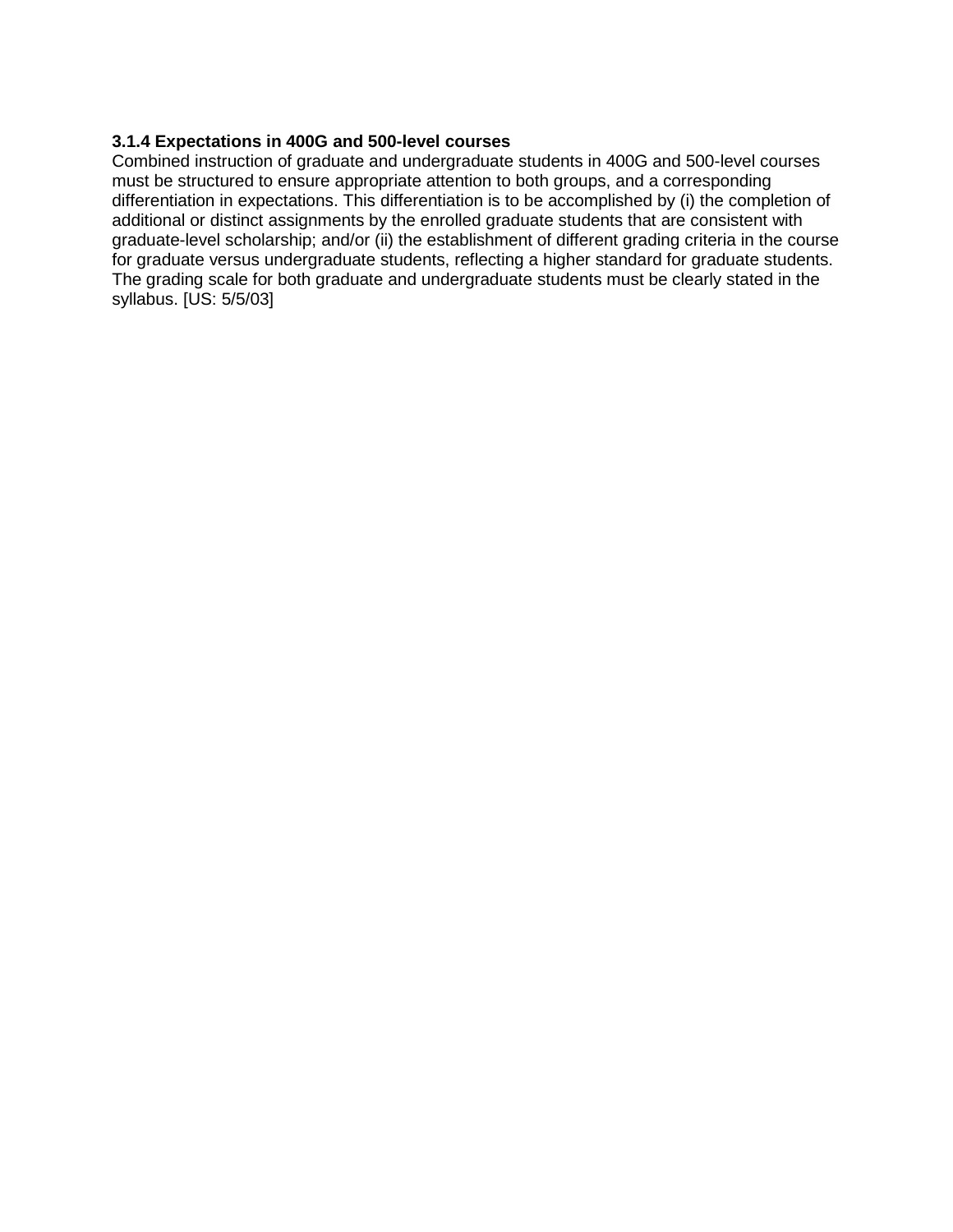**3.1.4 Expectations in 400G and 500-level courses**

Combined instruction of graduate and undergraduate students in 400G and 500-level courses must be structured to ensure appropriate attention to both groups, and a corresponding differentiation in expectations. This differentiation is to be accomplished by (i) the completion of additional or distinct assignments by the enrolled graduate students that are consistent with graduate-level scholarship; and/or (ii) the establishment of different grading criteria in the course for graduate versus undergraduate students, reflecting a higher standard for graduate students. The grading scale for both graduate and undergraduate students must be clearly stated in the syllabus. [US: 5/5/03]